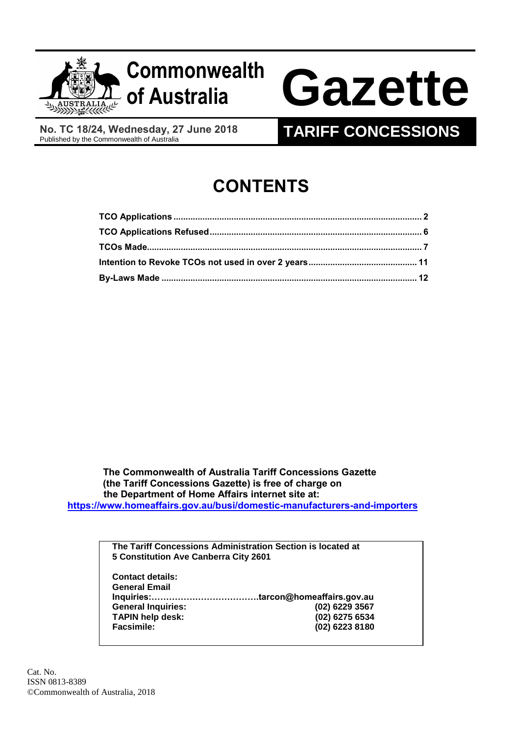# Commonwealth of Australia Gazette

**No. TC 18/24, Wednesday, 27 June 2018**
Published by the Commonwealth of Australia

**TARIFF CONCESSIONS**

## CONTENTS

| | |
|---|---|
| **TCO Applications** | **2** |
| **TCO Applications Refused** | **6** |
| **TCOs Made** | **7** |
| **Intention to Revoke TCOs not used in over 2 years** | **11** |
| **By-Laws Made** | **12** |

**The Commonwealth of Australia Tariff Concessions Gazette (the Tariff Concessions Gazette) is free of charge on the Department of Home Affairs internet site at:**
**https://www.homeaffairs.gov.au/busi/domestic-manufacturers-and-importers**

**The Tariff Concessions Administration Section is located at 5 Constitution Ave Canberra City 2601**

**Contact details:**

| | |
|---|---|
| **General Email Inquiries:** | **tarcon@homeaffairs.gov.au** |
| **General Inquiries:** | **(02) 6229 3567** |
| **TAPIN help desk:** | **(02) 6275 6534** |
| **Facsimile:** | **(02) 6223 8180** |

Cat. No.
ISSN 0813-8389
©Commonwealth of Australia, 2018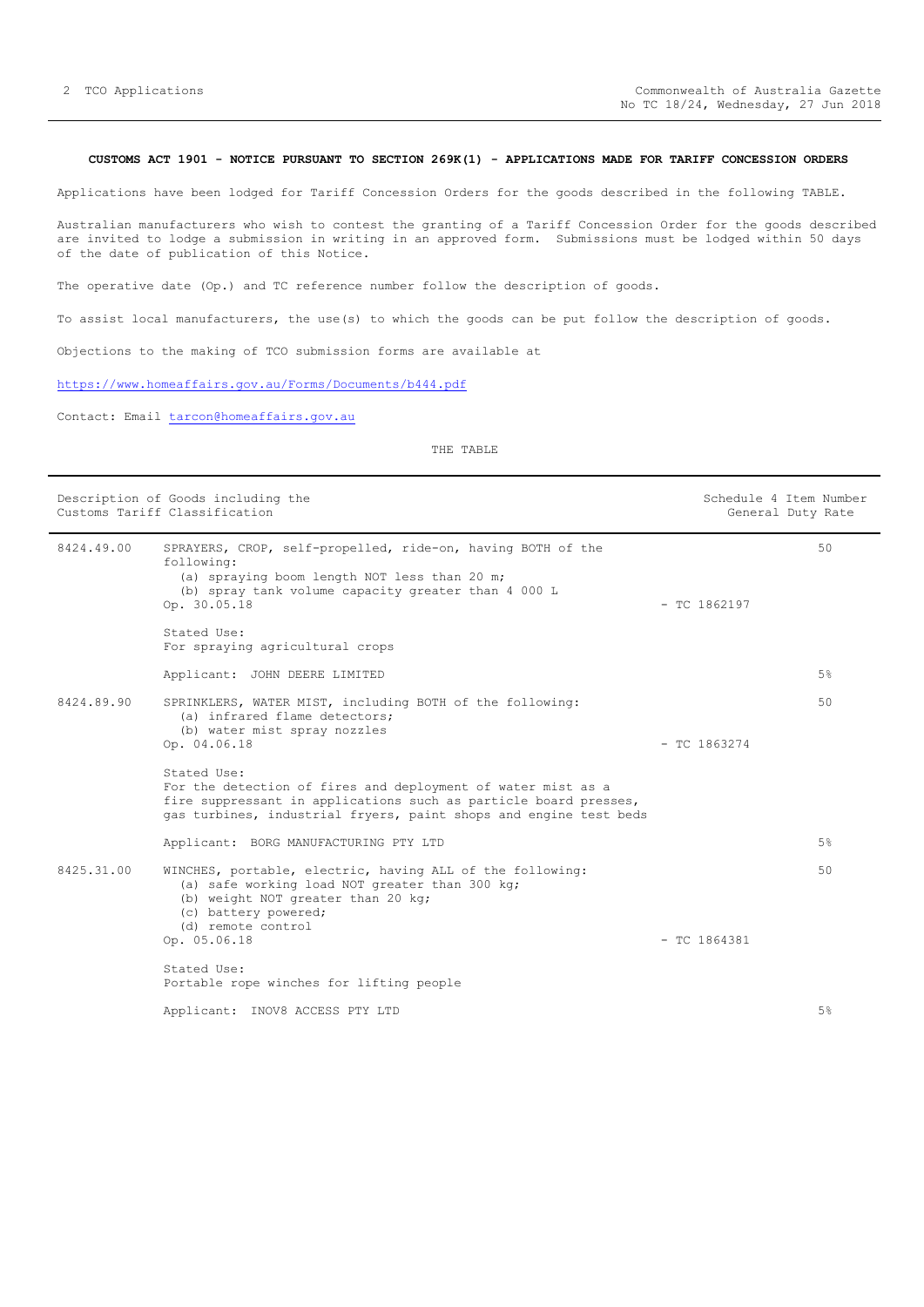**CUSTOMS ACT 1901 - NOTICE PURSUANT TO SECTION 269K(1) - APPLICATIONS MADE FOR TARIFF CONCESSION ORDERS**

Applications have been lodged for Tariff Concession Orders for the goods described in the following TABLE.

Australian manufacturers who wish to contest the granting of a Tariff Concession Order for the goods described are invited to lodge a submission in writing in an approved form. Submissions must be lodged within 50 days of the date of publication of this Notice.

The operative date (Op.) and TC reference number follow the description of goods.

To assist local manufacturers, the use(s) to which the goods can be put follow the description of goods.

Objections to the making of TCO submission forms are available at

https://www.homeaffairs.gov.au/Forms/Documents/b444.pdf

Contact: Email tarcon@homeaffairs.gov.au

THE TABLE

| Description of Goods including the Customs Tariff Classification | | | Schedule 4 Item Number General Duty Rate |
|---|---|---|---|
| 8424.49.00 | SPRAYERS, CROP, self-propelled, ride-on, having BOTH of the following:<br>(a) spraying boom length NOT less than 20 m;<br>(b) spray tank volume capacity greater than 4 000 L<br>Op. 30.05.18<br><br>Stated Use:<br>For spraying agricultural crops<br><br>Applicant: JOHN DEERE LIMITED | - TC 1862197 | 50<br><br>5% |
| 8424.89.90 | SPRINKLERS, WATER MIST, including BOTH of the following:<br>(a) infrared flame detectors;<br>(b) water mist spray nozzles<br>Op. 04.06.18<br><br>Stated Use:<br>For the detection of fires and deployment of water mist as a fire suppressant in applications such as particle board presses, gas turbines, industrial fryers, paint shops and engine test beds<br><br>Applicant: BORG MANUFACTURING PTY LTD | - TC 1863274 | 50<br><br>5% |
| 8425.31.00 | WINCHES, portable, electric, having ALL of the following:<br>(a) safe working load NOT greater than 300 kg;<br>(b) weight NOT greater than 20 kg;<br>(c) battery powered;<br>(d) remote control<br>Op. 05.06.18<br><br>Stated Use:<br>Portable rope winches for lifting people<br><br>Applicant: INOV8 ACCESS PTY LTD | - TC 1864381 | 50<br><br>5% |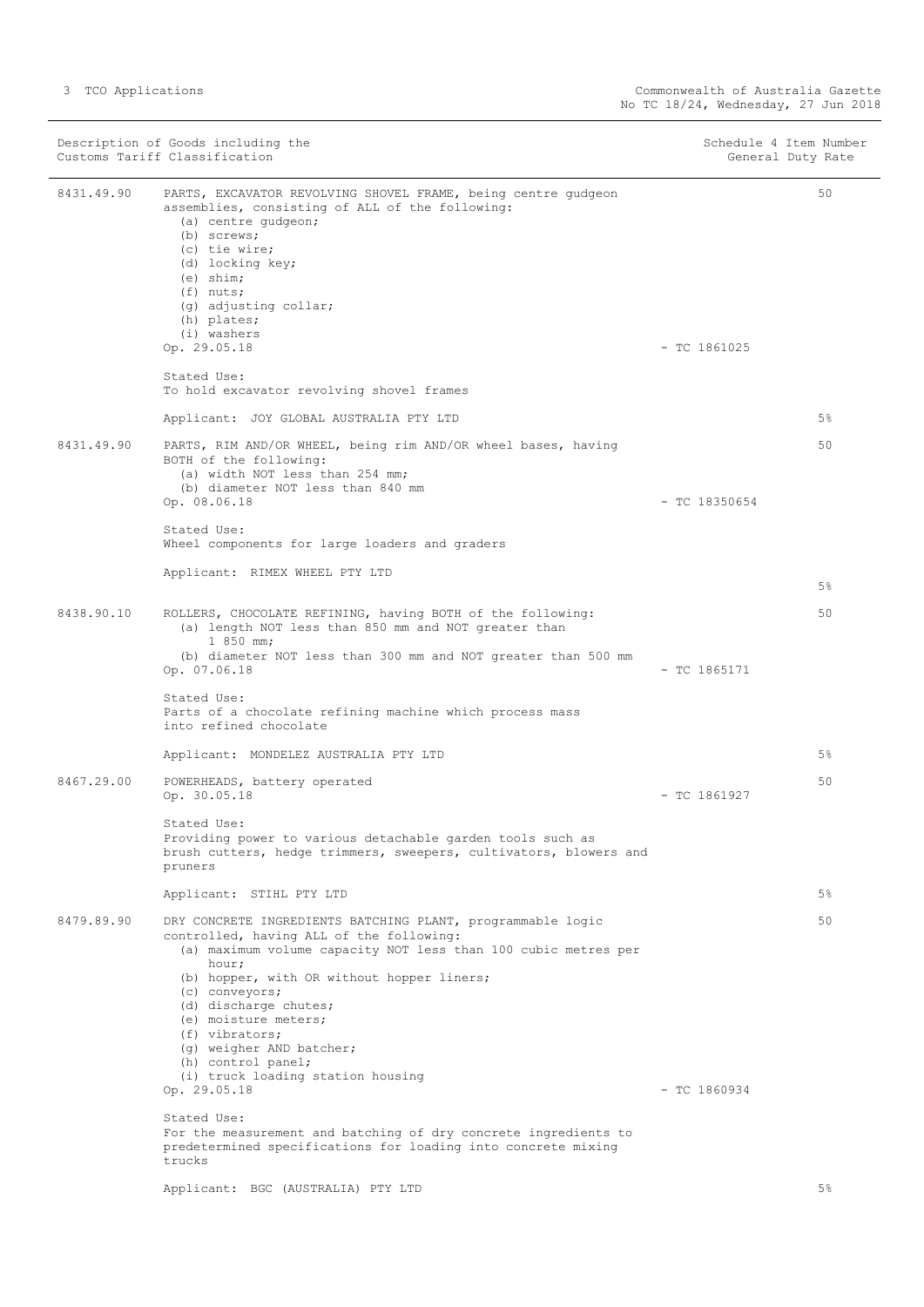| Description of Goods including the Customs Tariff Classification | | | Schedule 4 Item Number General Duty Rate |
|---|---|---|---|
| 8431.49.90 | PARTS, EXCAVATOR REVOLVING SHOVEL FRAME, being centre gudgeon assemblies, consisting of ALL of the following:<br>(a) centre gudgeon;<br>(b) screws;<br>(c) tie wire;<br>(d) locking key;<br>(e) shim;<br>(f) nuts;<br>(g) adjusting collar;<br>(h) plates;<br>(i) washers<br>Op. 29.05.18<br><br>Stated Use:<br>To hold excavator revolving shovel frames<br><br>Applicant: JOY GLOBAL AUSTRALIA PTY LTD | - TC 1861025 | 50<br><br>5% |
| 8431.49.90 | PARTS, RIM AND/OR WHEEL, being rim AND/OR wheel bases, having BOTH of the following:<br>(a) width NOT less than 254 mm;<br>(b) diameter NOT less than 840 mm<br>Op. 08.06.18<br><br>Stated Use:<br>Wheel components for large loaders and graders<br><br>Applicant: RIMEX WHEEL PTY LTD | - TC 18350654 | 50<br><br>5% |
| 8438.90.10 | ROLLERS, CHOCOLATE REFINING, having BOTH of the following:<br>(a) length NOT less than 850 mm and NOT greater than 1 850 mm;<br>(b) diameter NOT less than 300 mm and NOT greater than 500 mm<br>Op. 07.06.18<br><br>Stated Use:<br>Parts of a chocolate refining machine which process mass into refined chocolate<br><br>Applicant: MONDELEZ AUSTRALIA PTY LTD | - TC 1865171 | 50<br><br>5% |
| 8467.29.00 | POWERHEADS, battery operated<br>Op. 30.05.18<br><br>Stated Use:<br>Providing power to various detachable garden tools such as brush cutters, hedge trimmers, sweepers, cultivators, blowers and pruners<br><br>Applicant: STIHL PTY LTD | - TC 1861927 | 50<br><br>5% |
| 8479.89.90 | DRY CONCRETE INGREDIENTS BATCHING PLANT, programmable logic controlled, having ALL of the following:<br>(a) maximum volume capacity NOT less than 100 cubic metres per hour;<br>(b) hopper, with OR without hopper liners;<br>(c) conveyors;<br>(d) discharge chutes;<br>(e) moisture meters;<br>(f) vibrators;<br>(g) weigher AND batcher;<br>(h) control panel;<br>(i) truck loading station housing<br>Op. 29.05.18<br><br>Stated Use:<br>For the measurement and batching of dry concrete ingredients to predetermined specifications for loading into concrete mixing trucks<br><br>Applicant: BGC (AUSTRALIA) PTY LTD | - TC 1860934 | 50<br><br>5% |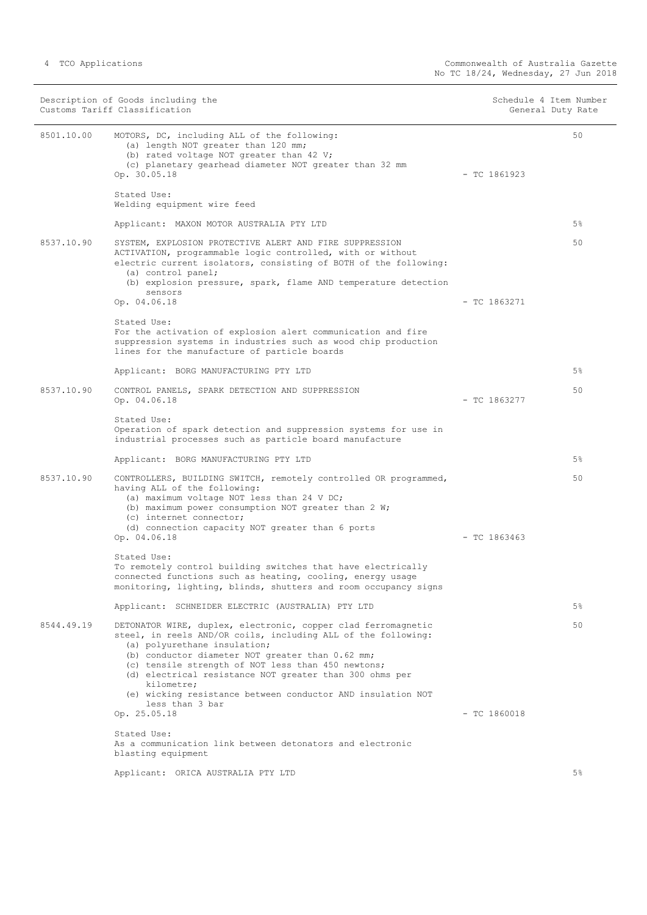| Description of Goods including the Customs Tariff Classification | | Schedule 4 Item Number | General Duty Rate |
|---|---|---|---|
| 8501.10.00 | MOTORS, DC, including ALL of the following:<br>(a) length NOT greater than 120 mm;<br>(b) rated voltage NOT greater than 42 V;<br>(c) planetary gearhead diameter NOT greater than 32 mm<br>Op. 30.05.18<br><br>Stated Use:<br>Welding equipment wire feed<br><br>Applicant: MAXON MOTOR AUSTRALIA PTY LTD | - TC 1861923 | 50<br><br>5% |
| 8537.10.90 | SYSTEM, EXPLOSION PROTECTIVE ALERT AND FIRE SUPPRESSION ACTIVATION, programmable logic controlled, with or without electric current isolators, consisting of BOTH of the following:<br>(a) control panel;<br>(b) explosion pressure, spark, flame AND temperature detection sensors<br>Op. 04.06.18<br><br>Stated Use:<br>For the activation of explosion alert communication and fire suppression systems in industries such as wood chip production lines for the manufacture of particle boards<br><br>Applicant: BORG MANUFACTURING PTY LTD | - TC 1863271 | 50<br><br>5% |
| 8537.10.90 | CONTROL PANELS, SPARK DETECTION AND SUPPRESSION<br>Op. 04.06.18<br><br>Stated Use:<br>Operation of spark detection and suppression systems for use in industrial processes such as particle board manufacture<br><br>Applicant: BORG MANUFACTURING PTY LTD | - TC 1863277 | 50<br><br>5% |
| 8537.10.90 | CONTROLLERS, BUILDING SWITCH, remotely controlled OR programmed, having ALL of the following:<br>(a) maximum voltage NOT less than 24 V DC;<br>(b) maximum power consumption NOT greater than 2 W;<br>(c) internet connector;<br>(d) connection capacity NOT greater than 6 ports<br>Op. 04.06.18<br><br>Stated Use:<br>To remotely control building switches that have electrically connected functions such as heating, cooling, energy usage monitoring, lighting, blinds, shutters and room occupancy signs<br><br>Applicant: SCHNEIDER ELECTRIC (AUSTRALIA) PTY LTD | - TC 1863463 | 50<br><br>5% |
| 8544.49.19 | DETONATOR WIRE, duplex, electronic, copper clad ferromagnetic steel, in reels AND/OR coils, including ALL of the following:<br>(a) polyurethane insulation;<br>(b) conductor diameter NOT greater than 0.62 mm;<br>(c) tensile strength of NOT less than 450 newtons;<br>(d) electrical resistance NOT greater than 300 ohms per kilometre;<br>(e) wicking resistance between conductor AND insulation NOT less than 3 bar<br>Op. 25.05.18<br><br>Stated Use:<br>As a communication link between detonators and electronic blasting equipment<br><br>Applicant: ORICA AUSTRALIA PTY LTD | - TC 1860018 | 50<br><br>5% |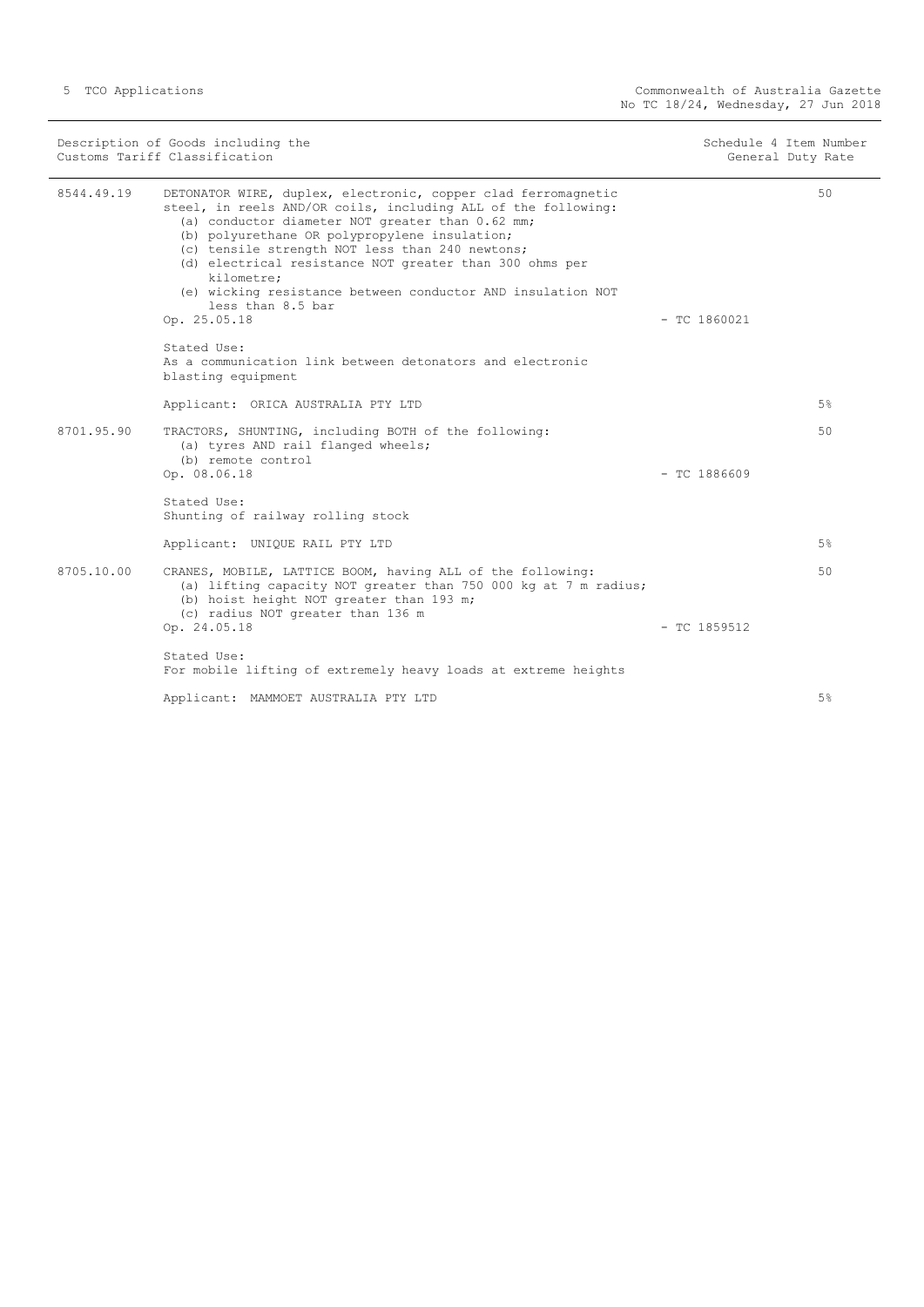| Description of Goods including the Customs Tariff Classification | | | Schedule 4 Item Number / General Duty Rate |
|---|---|---|---|
| 8544.49.19 | DETONATOR WIRE, duplex, electronic, copper clad ferromagnetic steel, in reels AND/OR coils, including ALL of the following:<br>(a) conductor diameter NOT greater than 0.62 mm;<br>(b) polyurethane OR polypropylene insulation;<br>(c) tensile strength NOT less than 240 newtons;<br>(d) electrical resistance NOT greater than 300 ohms per kilometre;<br>(e) wicking resistance between conductor AND insulation NOT less than 8.5 bar<br>Op. 25.05.18<br><br>Stated Use:<br>As a communication link between detonators and electronic blasting equipment<br><br>Applicant: ORICA AUSTRALIA PTY LTD | - TC 1860021 | 50<br><br>5% |
| 8701.95.90 | TRACTORS, SHUNTING, including BOTH of the following:<br>(a) tyres AND rail flanged wheels;<br>(b) remote control<br>Op. 08.06.18<br><br>Stated Use:<br>Shunting of railway rolling stock<br><br>Applicant: UNIQUE RAIL PTY LTD | - TC 1886609 | 50<br><br>5% |
| 8705.10.00 | CRANES, MOBILE, LATTICE BOOM, having ALL of the following:<br>(a) lifting capacity NOT greater than 750 000 kg at 7 m radius;<br>(b) hoist height NOT greater than 193 m;<br>(c) radius NOT greater than 136 m<br>Op. 24.05.18<br><br>Stated Use:<br>For mobile lifting of extremely heavy loads at extreme heights<br><br>Applicant: MAMMOET AUSTRALIA PTY LTD | - TC 1859512 | 50<br><br>5% |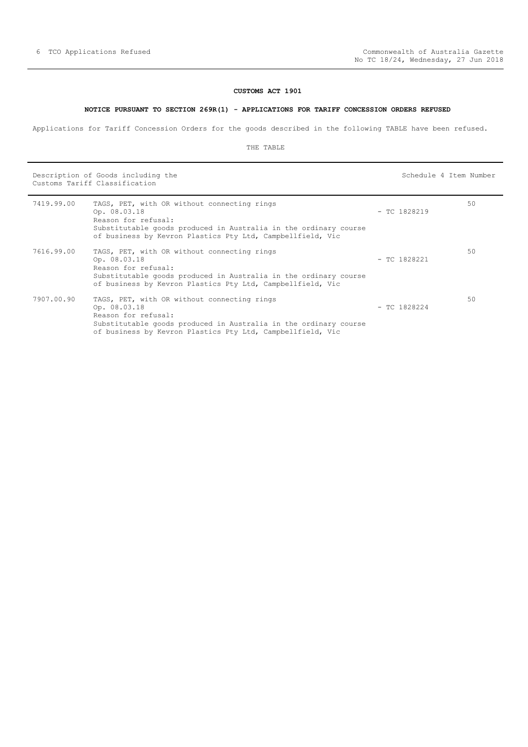## CUSTOMS ACT 1901

### NOTICE PURSUANT TO SECTION 269R(1) - APPLICATIONS FOR TARIFF CONCESSION ORDERS REFUSED

Applications for Tariff Concession Orders for the goods described in the following TABLE have been refused.

THE TABLE

| Description of Goods including the Customs Tariff Classification | | | Schedule 4 Item Number |
|---|---|---|---|
| 7419.99.00 | TAGS, PET, with OR without connecting rings<br>Op. 08.03.18<br>Reason for refusal:<br>Substitutable goods produced in Australia in the ordinary course of business by Kevron Plastics Pty Ltd, Campbellfield, Vic | - TC 1828219 | 50 |
| 7616.99.00 | TAGS, PET, with OR without connecting rings<br>Op. 08.03.18<br>Reason for refusal:<br>Substitutable goods produced in Australia in the ordinary course of business by Kevron Plastics Pty Ltd, Campbellfield, Vic | - TC 1828221 | 50 |
| 7907.00.90 | TAGS, PET, with OR without connecting rings<br>Op. 08.03.18<br>Reason for refusal:<br>Substitutable goods produced in Australia in the ordinary course of business by Kevron Plastics Pty Ltd, Campbellfield, Vic | - TC 1828224 | 50 |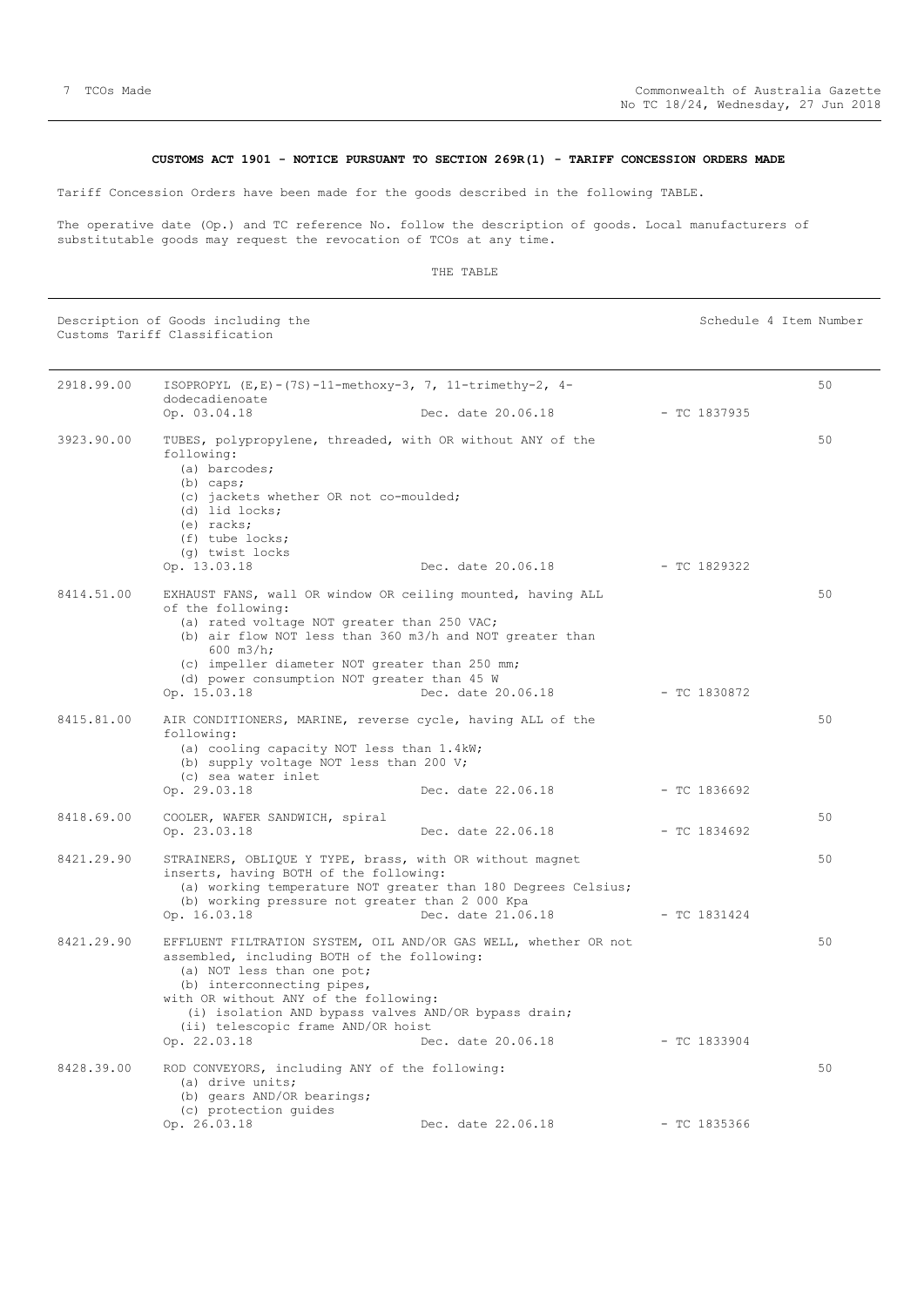## CUSTOMS ACT 1901 - NOTICE PURSUANT TO SECTION 269R(1) - TARIFF CONCESSION ORDERS MADE

Tariff Concession Orders have been made for the goods described in the following TABLE.

The operative date (Op.) and TC reference No. follow the description of goods. Local manufacturers of substitutable goods may request the revocation of TCOs at any time.

THE TABLE

| Description of Goods including the Customs Tariff Classification | | Schedule 4 Item Number |
|---|---|---|
| 2918.99.00 | ISOPROPYL (E,E)-(7S)-11-methoxy-3, 7, 11-trimethy-2, 4-dodecadienoate<br>Op. 03.04.18 Dec. date 20.06.18 - TC 1837935 | 50 |
| 3923.90.00 | TUBES, polypropylene, threaded, with OR without ANY of the following:<br>(a) barcodes;<br>(b) caps;<br>(c) jackets whether OR not co-moulded;<br>(d) lid locks;<br>(e) racks;<br>(f) tube locks;<br>(g) twist locks<br>Op. 13.03.18 Dec. date 20.06.18 - TC 1829322 | 50 |
| 8414.51.00 | EXHAUST FANS, wall OR window OR ceiling mounted, having ALL of the following:<br>(a) rated voltage NOT greater than 250 VAC;<br>(b) air flow NOT less than 360 m3/h and NOT greater than 600 m3/h;<br>(c) impeller diameter NOT greater than 250 mm;<br>(d) power consumption NOT greater than 45 W<br>Op. 15.03.18 Dec. date 20.06.18 - TC 1830872 | 50 |
| 8415.81.00 | AIR CONDITIONERS, MARINE, reverse cycle, having ALL of the following:<br>(a) cooling capacity NOT less than 1.4kW;<br>(b) supply voltage NOT less than 200 V;<br>(c) sea water inlet<br>Op. 29.03.18 Dec. date 22.06.18 - TC 1836692 | 50 |
| 8418.69.00 | COOLER, WAFER SANDWICH, spiral<br>Op. 23.03.18 Dec. date 22.06.18 - TC 1834692 | 50 |
| 8421.29.90 | STRAINERS, OBLIQUE Y TYPE, brass, with OR without magnet inserts, having BOTH of the following:<br>(a) working temperature NOT greater than 180 Degrees Celsius;<br>(b) working pressure not greater than 2 000 Kpa<br>Op. 16.03.18 Dec. date 21.06.18 - TC 1831424 | 50 |
| 8421.29.90 | EFFLUENT FILTRATION SYSTEM, OIL AND/OR GAS WELL, whether OR not assembled, including BOTH of the following:<br>(a) NOT less than one pot;<br>(b) interconnecting pipes,<br>with OR without ANY of the following:<br>(i) isolation AND bypass valves AND/OR bypass drain;<br>(ii) telescopic frame AND/OR hoist<br>Op. 22.03.18 Dec. date 20.06.18 - TC 1833904 | 50 |
| 8428.39.00 | ROD CONVEYORS, including ANY of the following:<br>(a) drive units;<br>(b) gears AND/OR bearings;<br>(c) protection guides<br>Op. 26.03.18 Dec. date 22.06.18 - TC 1835366 | 50 |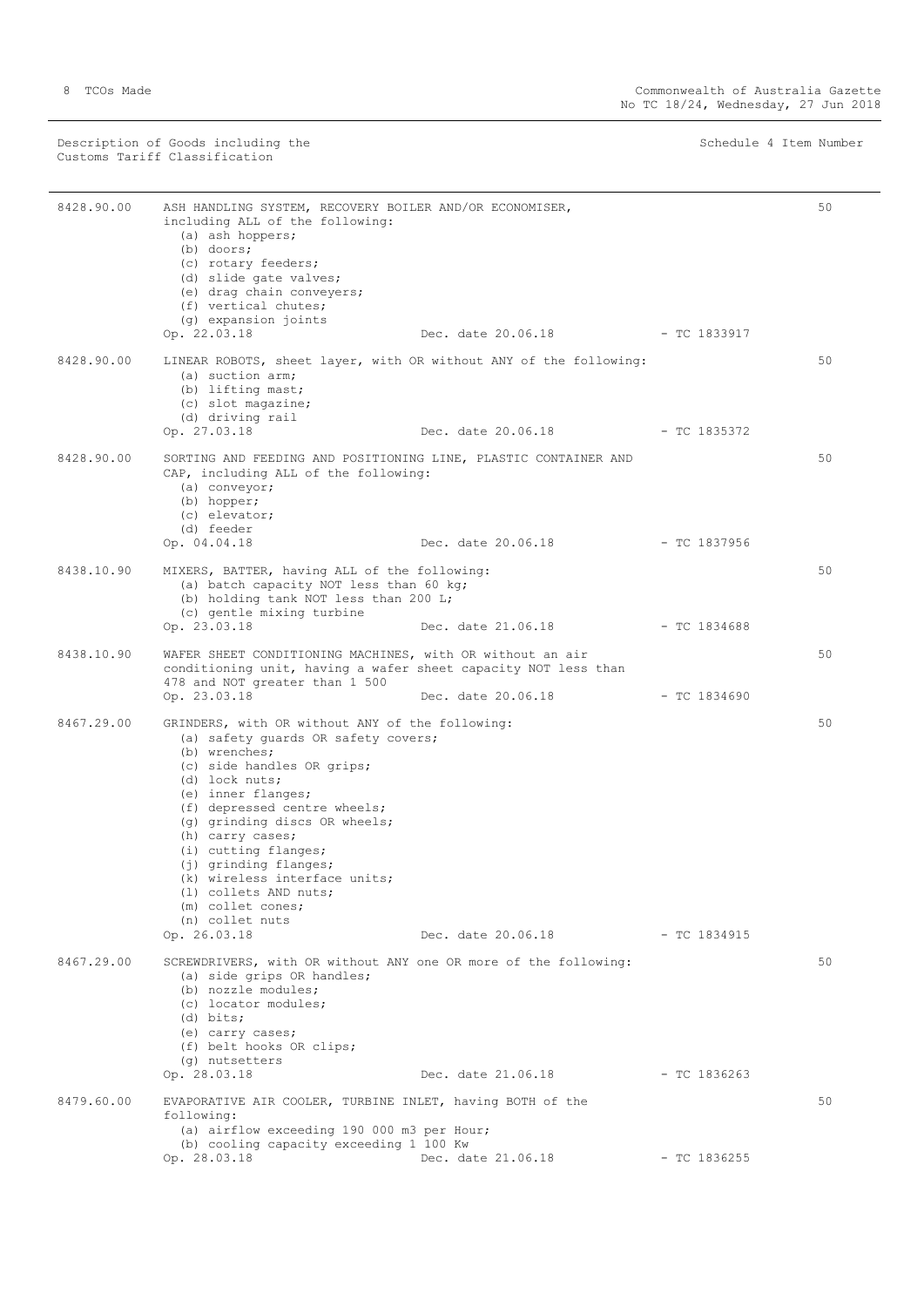| Description of Goods including the Customs Tariff Classification | | | Schedule 4 Item Number |
|---|---|---|---|
| 8428.90.00 | ASH HANDLING SYSTEM, RECOVERY BOILER AND/OR ECONOMISER, including ALL of the following:<br>(a) ash hoppers;<br>(b) doors;<br>(c) rotary feeders;<br>(d) slide gate valves;<br>(e) drag chain conveyers;<br>(f) vertical chutes;<br>(g) expansion joints<br>Op. 22.03.18 Dec. date 20.06.18 - TC 1833917 | | 50 |
| 8428.90.00 | LINEAR ROBOTS, sheet layer, with OR without ANY of the following:<br>(a) suction arm;<br>(b) lifting mast;<br>(c) slot magazine;<br>(d) driving rail<br>Op. 27.03.18 Dec. date 20.06.18 - TC 1835372 | | 50 |
| 8428.90.00 | SORTING AND FEEDING AND POSITIONING LINE, PLASTIC CONTAINER AND CAP, including ALL of the following:<br>(a) conveyor;<br>(b) hopper;<br>(c) elevator;<br>(d) feeder<br>Op. 04.04.18 Dec. date 20.06.18 - TC 1837956 | | 50 |
| 8438.10.90 | MIXERS, BATTER, having ALL of the following:<br>(a) batch capacity NOT less than 60 kg;<br>(b) holding tank NOT less than 200 L;<br>(c) gentle mixing turbine<br>Op. 23.03.18 Dec. date 21.06.18 - TC 1834688 | | 50 |
| 8438.10.90 | WAFER SHEET CONDITIONING MACHINES, with OR without an air conditioning unit, having a wafer sheet capacity NOT less than 478 and NOT greater than 1 500<br>Op. 23.03.18 Dec. date 20.06.18 - TC 1834690 | | 50 |
| 8467.29.00 | GRINDERS, with OR without ANY of the following:<br>(a) safety guards OR safety covers;<br>(b) wrenches;<br>(c) side handles OR grips;<br>(d) lock nuts;<br>(e) inner flanges;<br>(f) depressed centre wheels;<br>(g) grinding discs OR wheels;<br>(h) carry cases;<br>(i) cutting flanges;<br>(j) grinding flanges;<br>(k) wireless interface units;<br>(l) collets AND nuts;<br>(m) collet cones;<br>(n) collet nuts<br>Op. 26.03.18 Dec. date 20.06.18 - TC 1834915 | | 50 |
| 8467.29.00 | SCREWDRIVERS, with OR without ANY one OR more of the following:<br>(a) side grips OR handles;<br>(b) nozzle modules;<br>(c) locator modules;<br>(d) bits;<br>(e) carry cases;<br>(f) belt hooks OR clips;<br>(g) nutsetters<br>Op. 28.03.18 Dec. date 21.06.18 - TC 1836263 | | 50 |
| 8479.60.00 | EVAPORATIVE AIR COOLER, TURBINE INLET, having BOTH of the following:<br>(a) airflow exceeding 190 000 m3 per Hour;<br>(b) cooling capacity exceeding 1 100 Kw<br>Op. 28.03.18 Dec. date 21.06.18 - TC 1836255 | | 50 |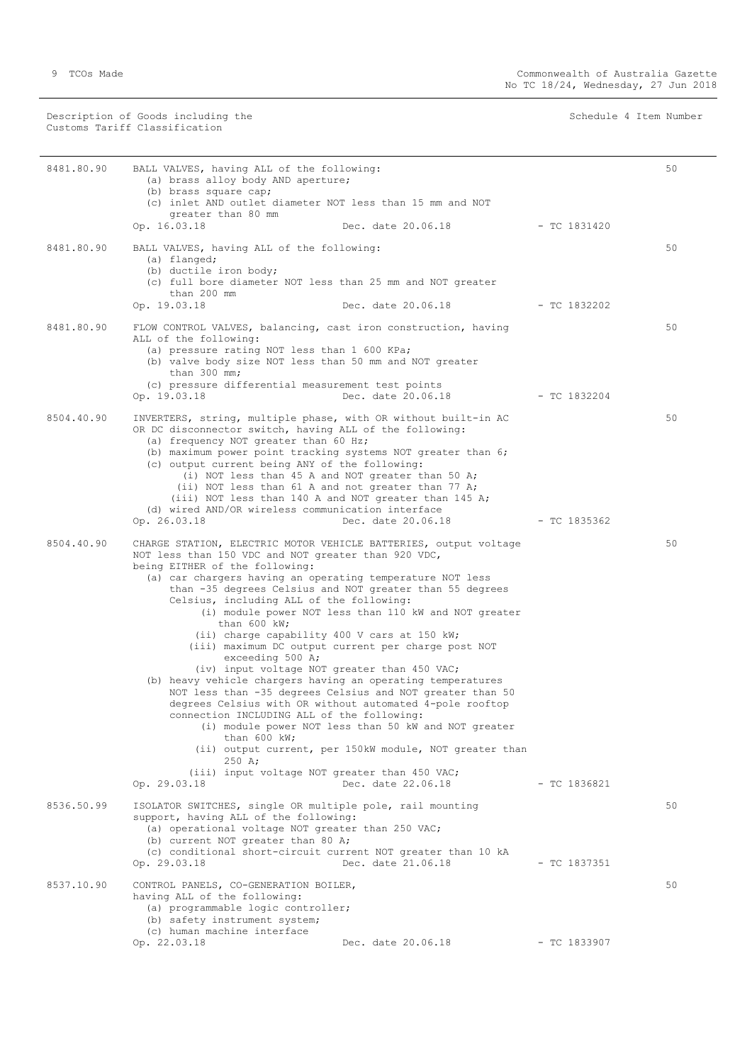| Description of Goods including the Customs Tariff Classification | | | | Schedule 4 Item Number |
|---|---|---|---|---|
| 8481.80.90 | BALL VALVES, having ALL of the following:<br>(a) brass alloy body AND aperture;<br>(b) brass square cap;<br>(c) inlet AND outlet diameter NOT less than 15 mm and NOT greater than 80 mm<br>Op. 16.03.18 | Dec. date 20.06.18 | - TC 1831420 | 50 |
| 8481.80.90 | BALL VALVES, having ALL of the following:<br>(a) flanged;<br>(b) ductile iron body;<br>(c) full bore diameter NOT less than 25 mm and NOT greater than 200 mm<br>Op. 19.03.18 | Dec. date 20.06.18 | - TC 1832202 | 50 |
| 8481.80.90 | FLOW CONTROL VALVES, balancing, cast iron construction, having ALL of the following:<br>(a) pressure rating NOT less than 1 600 KPa;<br>(b) valve body size NOT less than 50 mm and NOT greater than 300 mm;<br>(c) pressure differential measurement test points<br>Op. 19.03.18 | Dec. date 20.06.18 | - TC 1832204 | 50 |
| 8504.40.90 | INVERTERS, string, multiple phase, with OR without built-in AC OR DC disconnector switch, having ALL of the following:<br>(a) frequency NOT greater than 60 Hz;<br>(b) maximum power point tracking systems NOT greater than 6;<br>(c) output current being ANY of the following:<br>(i) NOT less than 45 A and NOT greater than 50 A;<br>(ii) NOT less than 61 A and not greater than 77 A;<br>(iii) NOT less than 140 A and NOT greater than 145 A;<br>(d) wired AND/OR wireless communication interface<br>Op. 26.03.18 | Dec. date 20.06.18 | - TC 1835362 | 50 |
| 8504.40.90 | CHARGE STATION, ELECTRIC MOTOR VEHICLE BATTERIES, output voltage NOT less than 150 VDC and NOT greater than 920 VDC, being EITHER of the following:<br>(a) car chargers having an operating temperature NOT less than -35 degrees Celsius and NOT greater than 55 degrees Celsius, including ALL of the following:<br>(i) module power NOT less than 110 kW and NOT greater than 600 kW;<br>(ii) charge capability 400 V cars at 150 kW;<br>(iii) maximum DC output current per charge post NOT exceeding 500 A;<br>(iv) input voltage NOT greater than 450 VAC;<br>(b) heavy vehicle chargers having an operating temperatures NOT less than -35 degrees Celsius and NOT greater than 50 degrees Celsius with OR without automated 4-pole rooftop connection INCLUDING ALL of the following:<br>(i) module power NOT less than 50 kW and NOT greater than 600 kW;<br>(ii) output current, per 150kW module, NOT greater than 250 A;<br>(iii) input voltage NOT greater than 450 VAC;<br>Op. 29.03.18 | Dec. date 22.06.18 | - TC 1836821 | 50 |
| 8536.50.99 | ISOLATOR SWITCHES, single OR multiple pole, rail mounting support, having ALL of the following:<br>(a) operational voltage NOT greater than 250 VAC;<br>(b) current NOT greater than 80 A;<br>(c) conditional short-circuit current NOT greater than 10 kA<br>Op. 29.03.18 | Dec. date 21.06.18 | - TC 1837351 | 50 |
| 8537.10.90 | CONTROL PANELS, CO-GENERATION BOILER, having ALL of the following:<br>(a) programmable logic controller;<br>(b) safety instrument system;<br>(c) human machine interface<br>Op. 22.03.18 | Dec. date 20.06.18 | - TC 1833907 | 50 |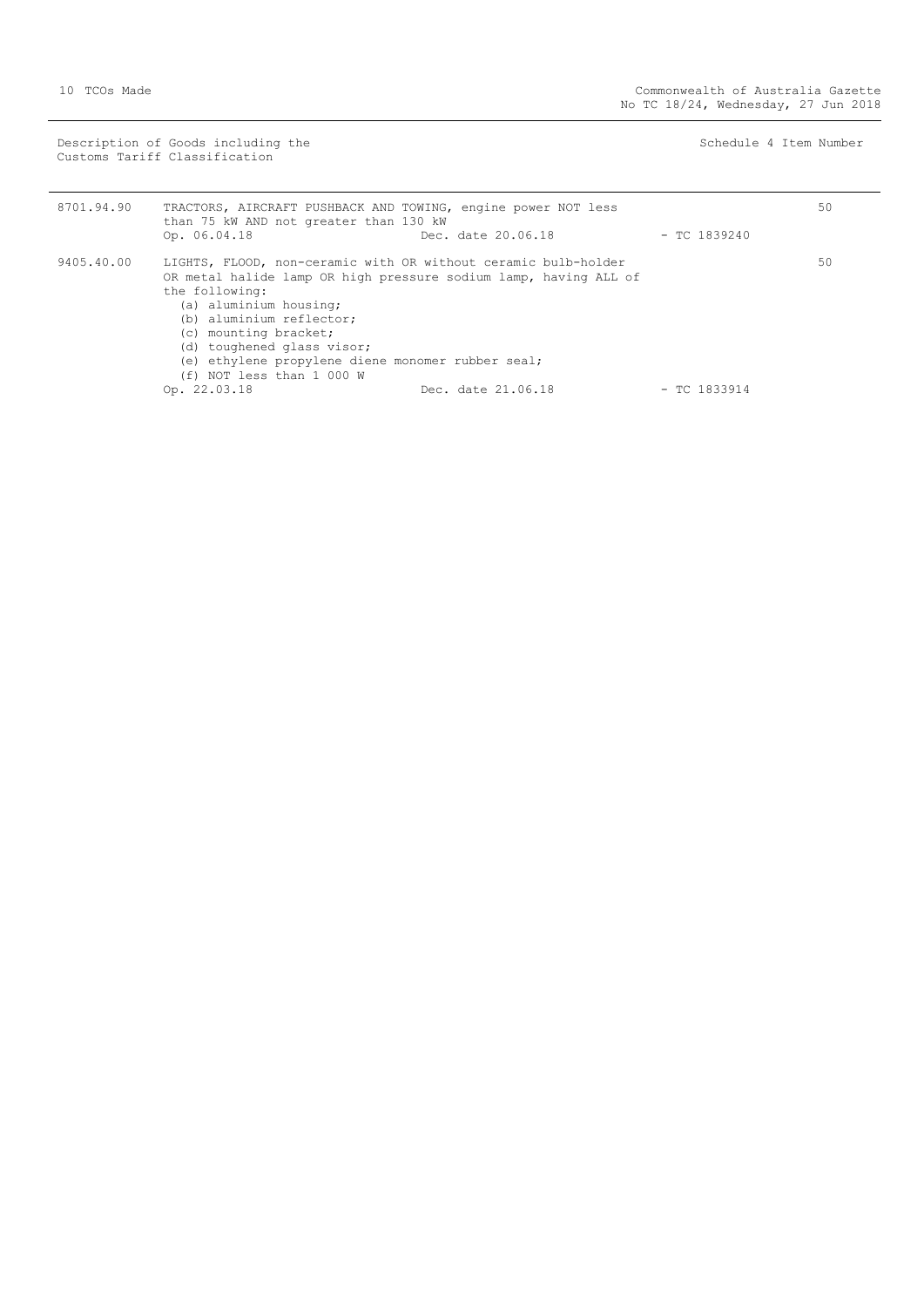| Description of Goods including the Customs Tariff Classification | | | | Schedule 4 Item Number |
| --- | --- | --- | --- | --- |
| 8701.94.90 | TRACTORS, AIRCRAFT PUSHBACK AND TOWING, engine power NOT less than 75 kW AND not greater than 130 kW<br>Op. 06.04.18 | Dec. date 20.06.18 | - TC 1839240 | 50 |
| 9405.40.00 | LIGHTS, FLOOD, non-ceramic with OR without ceramic bulb-holder OR metal halide lamp OR high pressure sodium lamp, having ALL of the following:<br>(a) aluminium housing;<br>(b) aluminium reflector;<br>(c) mounting bracket;<br>(d) toughened glass visor;<br>(e) ethylene propylene diene monomer rubber seal;<br>(f) NOT less than 1 000 W<br>Op. 22.03.18 | Dec. date 21.06.18 | - TC 1833914 | 50 |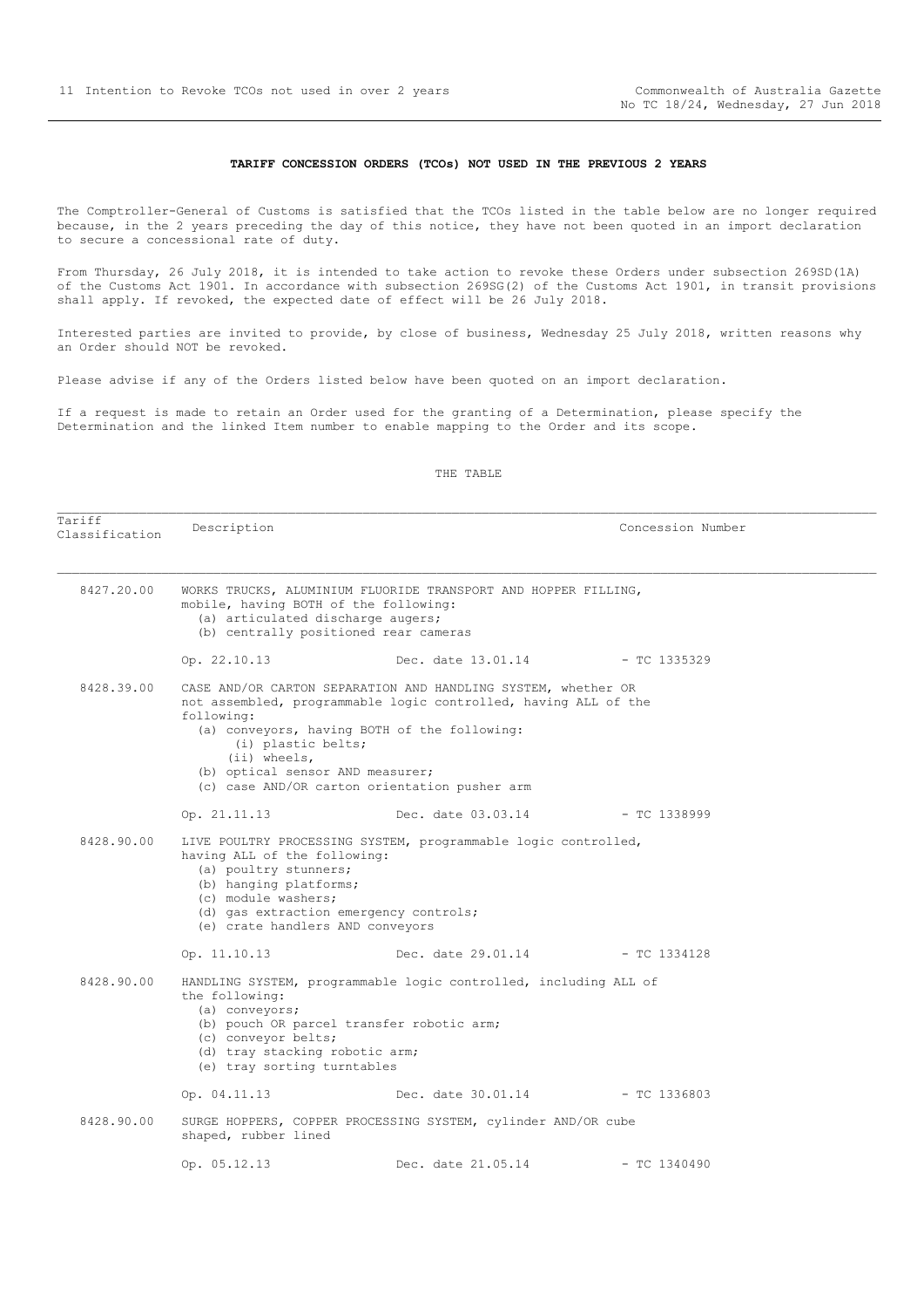## TARIFF CONCESSION ORDERS (TCOs) NOT USED IN THE PREVIOUS 2 YEARS

The Comptroller-General of Customs is satisfied that the TCOs listed in the table below are no longer required because, in the 2 years preceding the day of this notice, they have not been quoted in an import declaration to secure a concessional rate of duty.

From Thursday, 26 July 2018, it is intended to take action to revoke these Orders under subsection 269SD(1A) of the Customs Act 1901. In accordance with subsection 269SG(2) of the Customs Act 1901, in transit provisions shall apply. If revoked, the expected date of effect will be 26 July 2018.

Interested parties are invited to provide, by close of business, Wednesday 25 July 2018, written reasons why an Order should NOT be revoked.

Please advise if any of the Orders listed below have been quoted on an import declaration.

If a request is made to retain an Order used for the granting of a Determination, please specify the Determination and the linked Item number to enable mapping to the Order and its scope.

THE TABLE

| Tariff Classification | Description | Concession Number |
|---|---|---|
| 8427.20.00 | WORKS TRUCKS, ALUMINIUM FLUORIDE TRANSPORT AND HOPPER FILLING, mobile, having BOTH of the following:<br>(a) articulated discharge augers;<br>(b) centrally positioned rear cameras<br><br>Op. 22.10.13 Dec. date 13.01.14 | - TC 1335329 |
| 8428.39.00 | CASE AND/OR CARTON SEPARATION AND HANDLING SYSTEM, whether OR not assembled, programmable logic controlled, having ALL of the following:<br>(a) conveyors, having BOTH of the following:<br>(i) plastic belts;<br>(ii) wheels,<br>(b) optical sensor AND measurer;<br>(c) case AND/OR carton orientation pusher arm<br><br>Op. 21.11.13 Dec. date 03.03.14 | - TC 1338999 |
| 8428.90.00 | LIVE POULTRY PROCESSING SYSTEM, programmable logic controlled, having ALL of the following:<br>(a) poultry stunners;<br>(b) hanging platforms;<br>(c) module washers;<br>(d) gas extraction emergency controls;<br>(e) crate handlers AND conveyors<br><br>Op. 11.10.13 Dec. date 29.01.14 | - TC 1334128 |
| 8428.90.00 | HANDLING SYSTEM, programmable logic controlled, including ALL of the following:<br>(a) conveyors;<br>(b) pouch OR parcel transfer robotic arm;<br>(c) conveyor belts;<br>(d) tray stacking robotic arm;<br>(e) tray sorting turntables<br><br>Op. 04.11.13 Dec. date 30.01.14 | - TC 1336803 |
| 8428.90.00 | SURGE HOPPERS, COPPER PROCESSING SYSTEM, cylinder AND/OR cube shaped, rubber lined<br><br>Op. 05.12.13 Dec. date 21.05.14 | - TC 1340490 |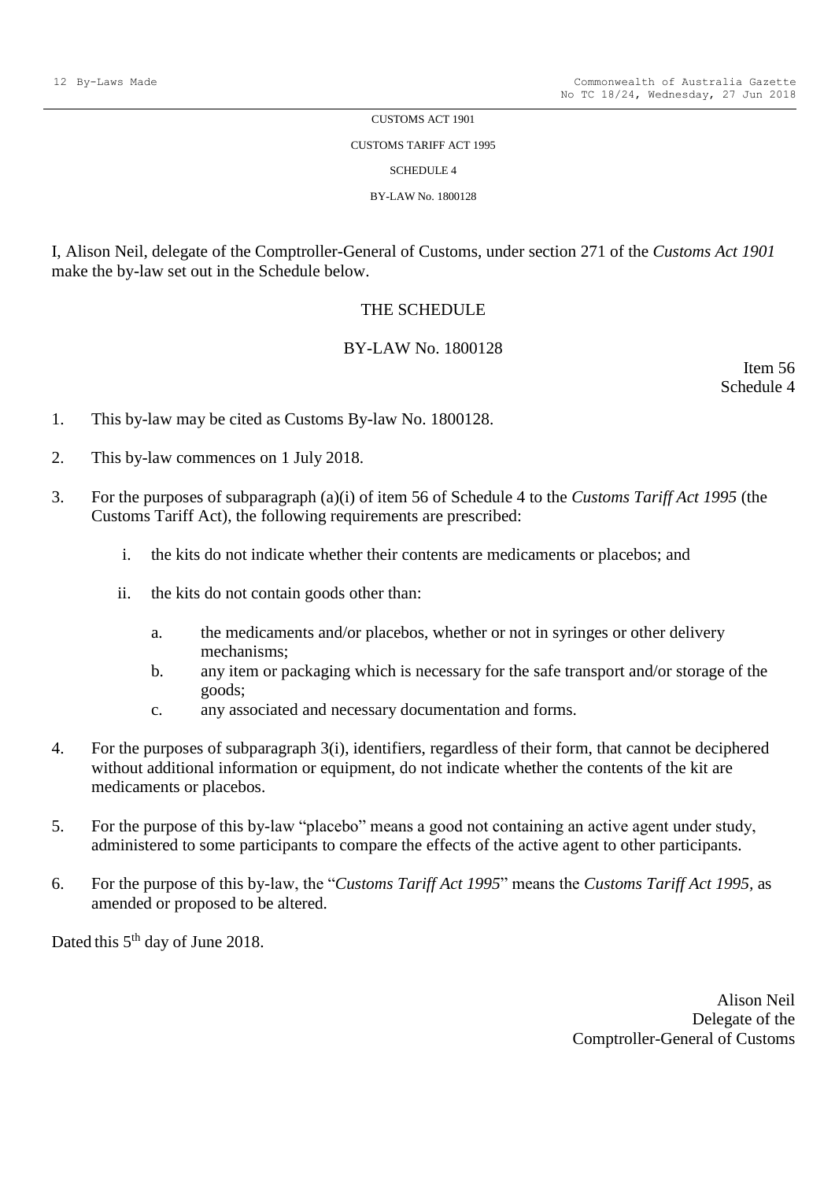CUSTOMS ACT 1901

CUSTOMS TARIFF ACT 1995

SCHEDULE 4

BY-LAW No. 1800128

I, Alison Neil, delegate of the Comptroller-General of Customs, under section 271 of the *Customs Act 1901* make the by-law set out in the Schedule below.

## THE SCHEDULE

### BY-LAW No. 1800128

Item 56
Schedule 4

1. This by-law may be cited as Customs By-law No. 1800128.

2. This by-law commences on 1 July 2018.

3. For the purposes of subparagraph (a)(i) of item 56 of Schedule 4 to the *Customs Tariff Act 1995* (the Customs Tariff Act), the following requirements are prescribed:

    i. the kits do not indicate whether their contents are medicaments or placebos; and

    ii. the kits do not contain goods other than:

        a. the medicaments and/or placebos, whether or not in syringes or other delivery mechanisms;
        b. any item or packaging which is necessary for the safe transport and/or storage of the goods;
        c. any associated and necessary documentation and forms.

4. For the purposes of subparagraph 3(i), identifiers, regardless of their form, that cannot be deciphered without additional information or equipment, do not indicate whether the contents of the kit are medicaments or placebos.

5. For the purpose of this by-law "placebo" means a good not containing an active agent under study, administered to some participants to compare the effects of the active agent to other participants.

6. For the purpose of this by-law, the "*Customs Tariff Act 1995*" means the *Customs Tariff Act 1995*, as amended or proposed to be altered.

Dated this 5th day of June 2018.

Alison Neil
Delegate of the
Comptroller-General of Customs